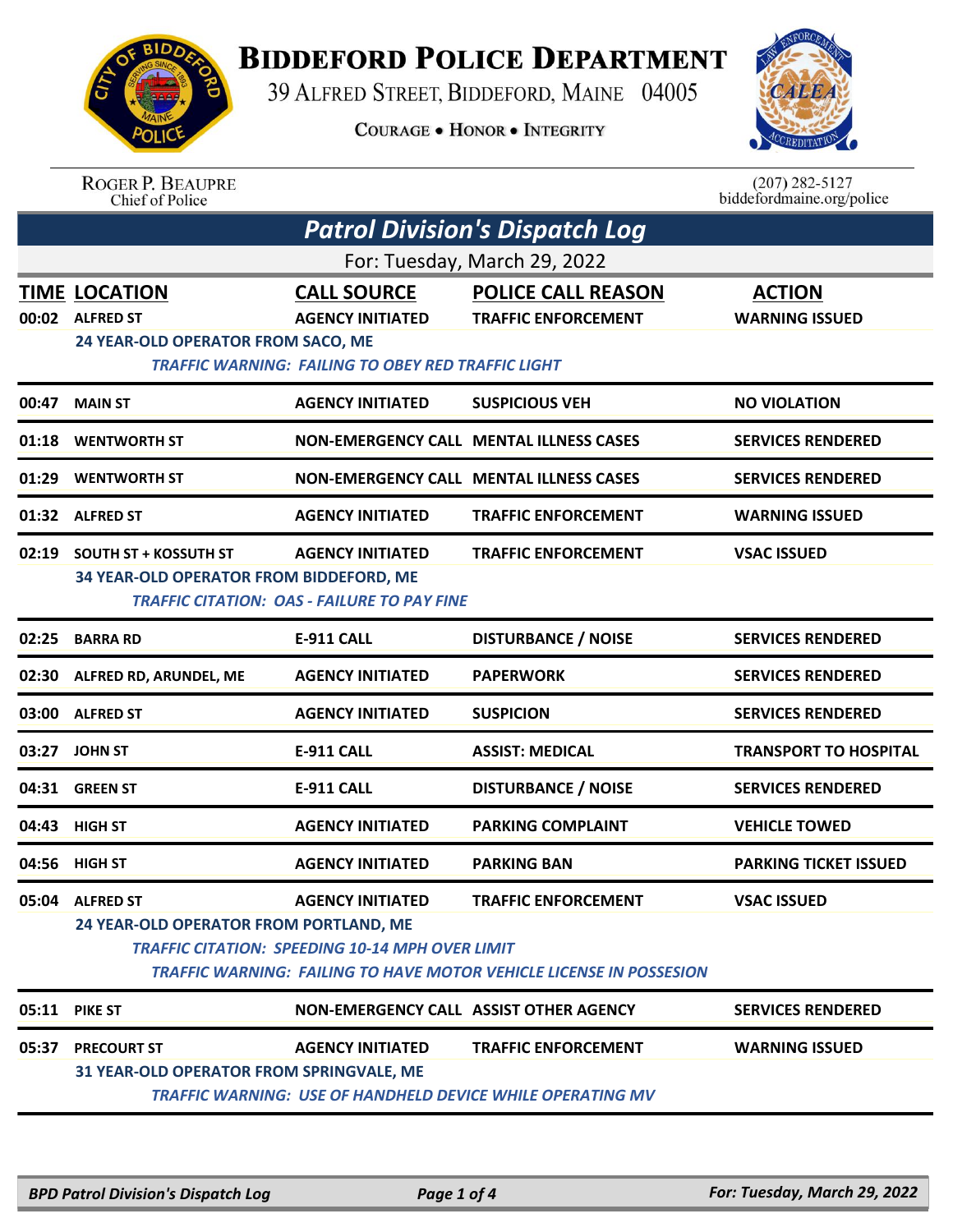# Biddeford Police Department

39 Alfred Street, Biddeford, Maine 04005

Courage • Honor • Integrity

Roger P. Beaupre
Chief of Police

(207) 282-5127
biddefordmaine.org/police

## Patrol Division's Dispatch Log

For: Tuesday, March 29, 2022

| TIME | LOCATION | CALL SOURCE | POLICE CALL REASON | ACTION |
|---|---|---|---|---|
| 00:02 | ALFRED ST | AGENCY INITIATED | TRAFFIC ENFORCEMENT | WARNING ISSUED |
| | 24 YEAR-OLD OPERATOR FROM SACO, ME<br>*TRAFFIC WARNING: FAILING TO OBEY RED TRAFFIC LIGHT* | | | |
| 00:47 | MAIN ST | AGENCY INITIATED | SUSPICIOUS VEH | NO VIOLATION |
| 01:18 | WENTWORTH ST | NON-EMERGENCY CALL | MENTAL ILLNESS CASES | SERVICES RENDERED |
| 01:29 | WENTWORTH ST | NON-EMERGENCY CALL | MENTAL ILLNESS CASES | SERVICES RENDERED |
| 01:32 | ALFRED ST | AGENCY INITIATED | TRAFFIC ENFORCEMENT | WARNING ISSUED |
| 02:19 | SOUTH ST + KOSSUTH ST | AGENCY INITIATED | TRAFFIC ENFORCEMENT | VSAC ISSUED |
| | 34 YEAR-OLD OPERATOR FROM BIDDEFORD, ME<br>*TRAFFIC CITATION: OAS - FAILURE TO PAY FINE* | | | |
| 02:25 | BARRA RD | E-911 CALL | DISTURBANCE / NOISE | SERVICES RENDERED |
| 02:30 | ALFRED RD, ARUNDEL, ME | AGENCY INITIATED | PAPERWORK | SERVICES RENDERED |
| 03:00 | ALFRED ST | AGENCY INITIATED | SUSPICION | SERVICES RENDERED |
| 03:27 | JOHN ST | E-911 CALL | ASSIST: MEDICAL | TRANSPORT TO HOSPITAL |
| 04:31 | GREEN ST | E-911 CALL | DISTURBANCE / NOISE | SERVICES RENDERED |
| 04:43 | HIGH ST | AGENCY INITIATED | PARKING COMPLAINT | VEHICLE TOWED |
| 04:56 | HIGH ST | AGENCY INITIATED | PARKING BAN | PARKING TICKET ISSUED |
| 05:04 | ALFRED ST | AGENCY INITIATED | TRAFFIC ENFORCEMENT | VSAC ISSUED |
| | 24 YEAR-OLD OPERATOR FROM PORTLAND, ME<br>*TRAFFIC CITATION: SPEEDING 10-14 MPH OVER LIMIT*<br>*TRAFFIC WARNING: FAILING TO HAVE MOTOR VEHICLE LICENSE IN POSSESION* | | | |
| 05:11 | PIKE ST | NON-EMERGENCY CALL | ASSIST OTHER AGENCY | SERVICES RENDERED |
| 05:37 | PRECOURT ST | AGENCY INITIATED | TRAFFIC ENFORCEMENT | WARNING ISSUED |
| | 31 YEAR-OLD OPERATOR FROM SPRINGVALE, ME<br>*TRAFFIC WARNING: USE OF HANDHELD DEVICE WHILE OPERATING MV* | | | |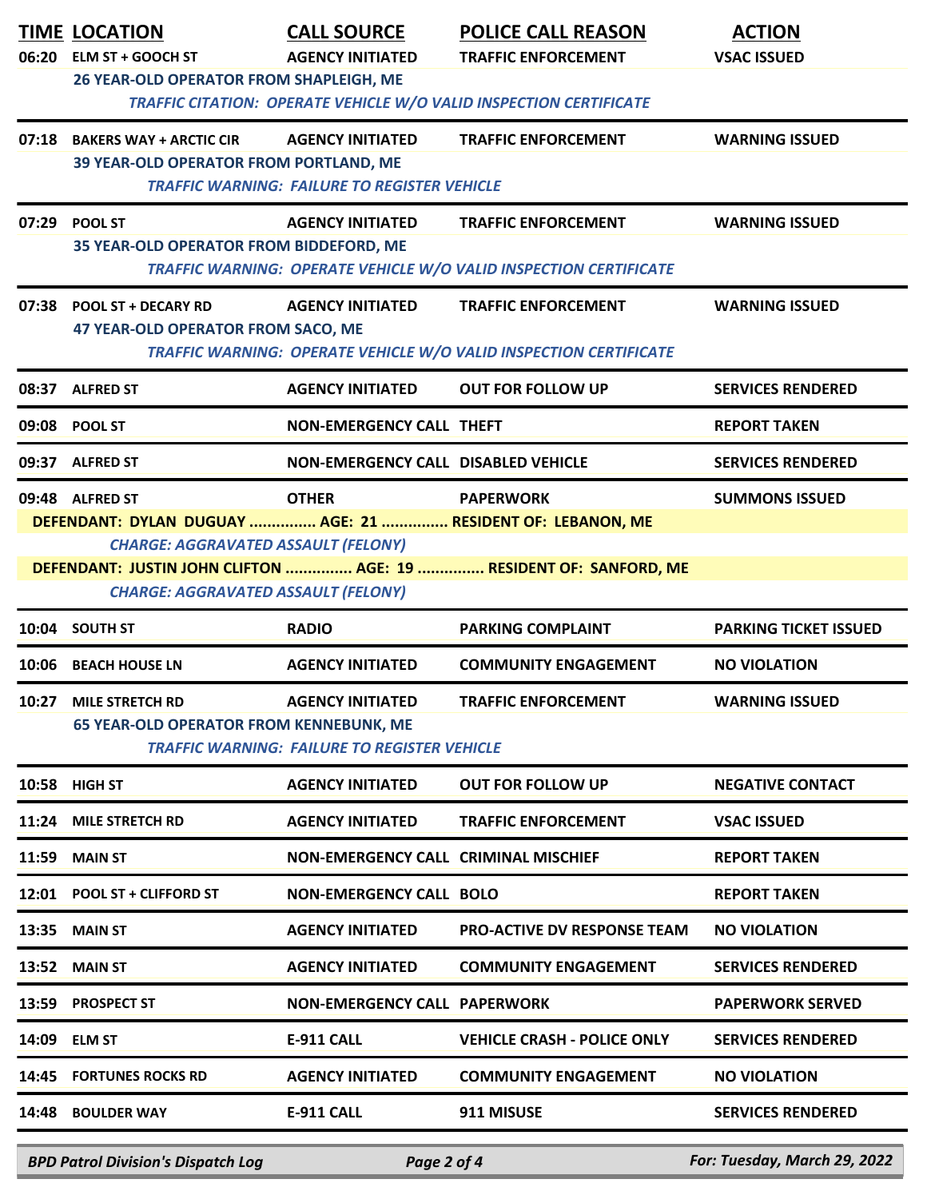| TIME | LOCATION | CALL SOURCE | POLICE CALL REASON | ACTION |
|---|---|---|---|---|
| 06:20 | ELM ST + GOOCH ST | AGENCY INITIATED | TRAFFIC ENFORCEMENT | VSAC ISSUED |
| | 26 YEAR-OLD OPERATOR FROM SHAPLEIGH, ME | | | |
| | *TRAFFIC CITATION: OPERATE VEHICLE W/O VALID INSPECTION CERTIFICATE* | | | |
| 07:18 | BAKERS WAY + ARCTIC CIR | AGENCY INITIATED | TRAFFIC ENFORCEMENT | WARNING ISSUED |
| | 39 YEAR-OLD OPERATOR FROM PORTLAND, ME | | | |
| | *TRAFFIC WARNING: FAILURE TO REGISTER VEHICLE* | | | |
| 07:29 | POOL ST | AGENCY INITIATED | TRAFFIC ENFORCEMENT | WARNING ISSUED |
| | 35 YEAR-OLD OPERATOR FROM BIDDEFORD, ME | | | |
| | *TRAFFIC WARNING: OPERATE VEHICLE W/O VALID INSPECTION CERTIFICATE* | | | |
| 07:38 | POOL ST + DECARY RD | AGENCY INITIATED | TRAFFIC ENFORCEMENT | WARNING ISSUED |
| | 47 YEAR-OLD OPERATOR FROM SACO, ME | | | |
| | *TRAFFIC WARNING: OPERATE VEHICLE W/O VALID INSPECTION CERTIFICATE* | | | |
| 08:37 | ALFRED ST | AGENCY INITIATED | OUT FOR FOLLOW UP | SERVICES RENDERED |
| 09:08 | POOL ST | NON-EMERGENCY CALL | THEFT | REPORT TAKEN |
| 09:37 | ALFRED ST | NON-EMERGENCY CALL | DISABLED VEHICLE | SERVICES RENDERED |
| 09:48 | ALFRED ST | OTHER | PAPERWORK | SUMMONS ISSUED |
| | DEFENDANT: DYLAN DUGUAY ............... AGE: 21 ............... RESIDENT OF: LEBANON, ME | | | |
| | *CHARGE: AGGRAVATED ASSAULT (FELONY)* | | | |
| | DEFENDANT: JUSTIN JOHN CLIFTON ............... AGE: 19 ............... RESIDENT OF: SANFORD, ME | | | |
| | *CHARGE: AGGRAVATED ASSAULT (FELONY)* | | | |
| 10:04 | SOUTH ST | RADIO | PARKING COMPLAINT | PARKING TICKET ISSUED |
| 10:06 | BEACH HOUSE LN | AGENCY INITIATED | COMMUNITY ENGAGEMENT | NO VIOLATION |
| 10:27 | MILE STRETCH RD | AGENCY INITIATED | TRAFFIC ENFORCEMENT | WARNING ISSUED |
| | 65 YEAR-OLD OPERATOR FROM KENNEBUNK, ME | | | |
| | *TRAFFIC WARNING: FAILURE TO REGISTER VEHICLE* | | | |
| 10:58 | HIGH ST | AGENCY INITIATED | OUT FOR FOLLOW UP | NEGATIVE CONTACT |
| 11:24 | MILE STRETCH RD | AGENCY INITIATED | TRAFFIC ENFORCEMENT | VSAC ISSUED |
| 11:59 | MAIN ST | NON-EMERGENCY CALL | CRIMINAL MISCHIEF | REPORT TAKEN |
| 12:01 | POOL ST + CLIFFORD ST | NON-EMERGENCY CALL | BOLO | REPORT TAKEN |
| 13:35 | MAIN ST | AGENCY INITIATED | PRO-ACTIVE DV RESPONSE TEAM | NO VIOLATION |
| 13:52 | MAIN ST | AGENCY INITIATED | COMMUNITY ENGAGEMENT | SERVICES RENDERED |
| 13:59 | PROSPECT ST | NON-EMERGENCY CALL | PAPERWORK | PAPERWORK SERVED |
| 14:09 | ELM ST | E-911 CALL | VEHICLE CRASH - POLICE ONLY | SERVICES RENDERED |
| 14:45 | FORTUNES ROCKS RD | AGENCY INITIATED | COMMUNITY ENGAGEMENT | NO VIOLATION |
| 14:48 | BOULDER WAY | E-911 CALL | 911 MISUSE | SERVICES RENDERED |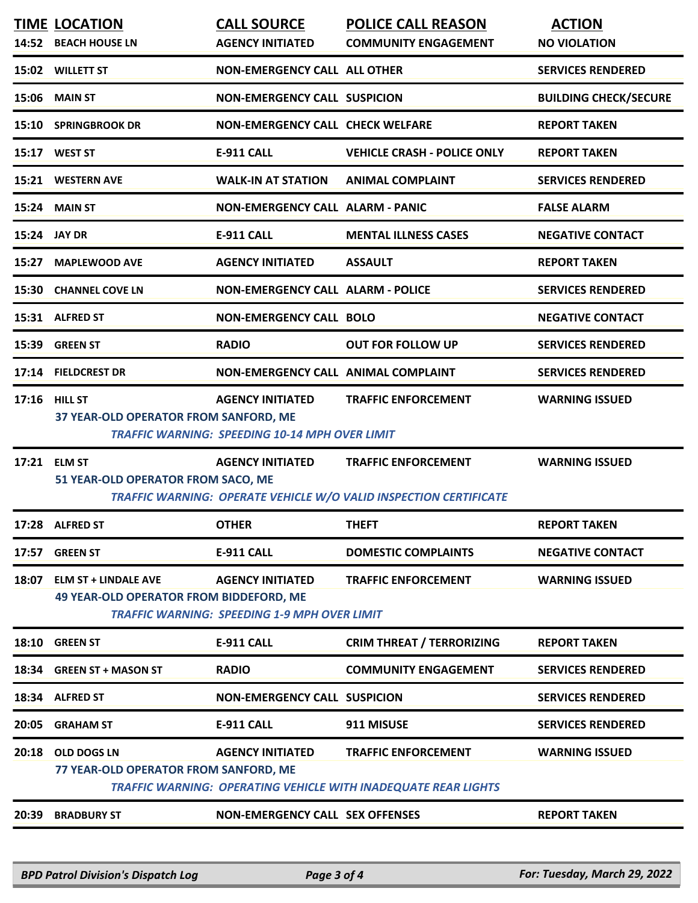| TIME | LOCATION | CALL SOURCE | POLICE CALL REASON | ACTION |
|---|---|---|---|---|
| 14:52 | BEACH HOUSE LN | AGENCY INITIATED | COMMUNITY ENGAGEMENT | NO VIOLATION |
| 15:02 | WILLETT ST | NON-EMERGENCY CALL | ALL OTHER | SERVICES RENDERED |
| 15:06 | MAIN ST | NON-EMERGENCY CALL | SUSPICION | BUILDING CHECK/SECURE |
| 15:10 | SPRINGBROOK DR | NON-EMERGENCY CALL | CHECK WELFARE | REPORT TAKEN |
| 15:17 | WEST ST | E-911 CALL | VEHICLE CRASH - POLICE ONLY | REPORT TAKEN |
| 15:21 | WESTERN AVE | WALK-IN AT STATION | ANIMAL COMPLAINT | SERVICES RENDERED |
| 15:24 | MAIN ST | NON-EMERGENCY CALL | ALARM - PANIC | FALSE ALARM |
| 15:24 | JAY DR | E-911 CALL | MENTAL ILLNESS CASES | NEGATIVE CONTACT |
| 15:27 | MAPLEWOOD AVE | AGENCY INITIATED | ASSAULT | REPORT TAKEN |
| 15:30 | CHANNEL COVE LN | NON-EMERGENCY CALL | ALARM - POLICE | SERVICES RENDERED |
| 15:31 | ALFRED ST | NON-EMERGENCY CALL | BOLO | NEGATIVE CONTACT |
| 15:39 | GREEN ST | RADIO | OUT FOR FOLLOW UP | SERVICES RENDERED |
| 17:14 | FIELDCREST DR | NON-EMERGENCY CALL | ANIMAL COMPLAINT | SERVICES RENDERED |
| 17:16 | HILL ST<br>37 YEAR-OLD OPERATOR FROM SANFORD, ME<br>*TRAFFIC WARNING: SPEEDING 10-14 MPH OVER LIMIT* | AGENCY INITIATED | TRAFFIC ENFORCEMENT | WARNING ISSUED |
| 17:21 | ELM ST<br>51 YEAR-OLD OPERATOR FROM SACO, ME<br>*TRAFFIC WARNING: OPERATE VEHICLE W/O VALID INSPECTION CERTIFICATE* | AGENCY INITIATED | TRAFFIC ENFORCEMENT | WARNING ISSUED |
| 17:28 | ALFRED ST | OTHER | THEFT | REPORT TAKEN |
| 17:57 | GREEN ST | E-911 CALL | DOMESTIC COMPLAINTS | NEGATIVE CONTACT |
| 18:07 | ELM ST + LINDALE AVE<br>49 YEAR-OLD OPERATOR FROM BIDDEFORD, ME<br>*TRAFFIC WARNING: SPEEDING 1-9 MPH OVER LIMIT* | AGENCY INITIATED | TRAFFIC ENFORCEMENT | WARNING ISSUED |
| 18:10 | GREEN ST | E-911 CALL | CRIM THREAT / TERRORIZING | REPORT TAKEN |
| 18:34 | GREEN ST + MASON ST | RADIO | COMMUNITY ENGAGEMENT | SERVICES RENDERED |
| 18:34 | ALFRED ST | NON-EMERGENCY CALL | SUSPICION | SERVICES RENDERED |
| 20:05 | GRAHAM ST | E-911 CALL | 911 MISUSE | SERVICES RENDERED |
| 20:18 | OLD DOGS LN<br>77 YEAR-OLD OPERATOR FROM SANFORD, ME<br>*TRAFFIC WARNING: OPERATING VEHICLE WITH INADEQUATE REAR LIGHTS* | AGENCY INITIATED | TRAFFIC ENFORCEMENT | WARNING ISSUED |
| 20:39 | BRADBURY ST | NON-EMERGENCY CALL | SEX OFFENSES | REPORT TAKEN |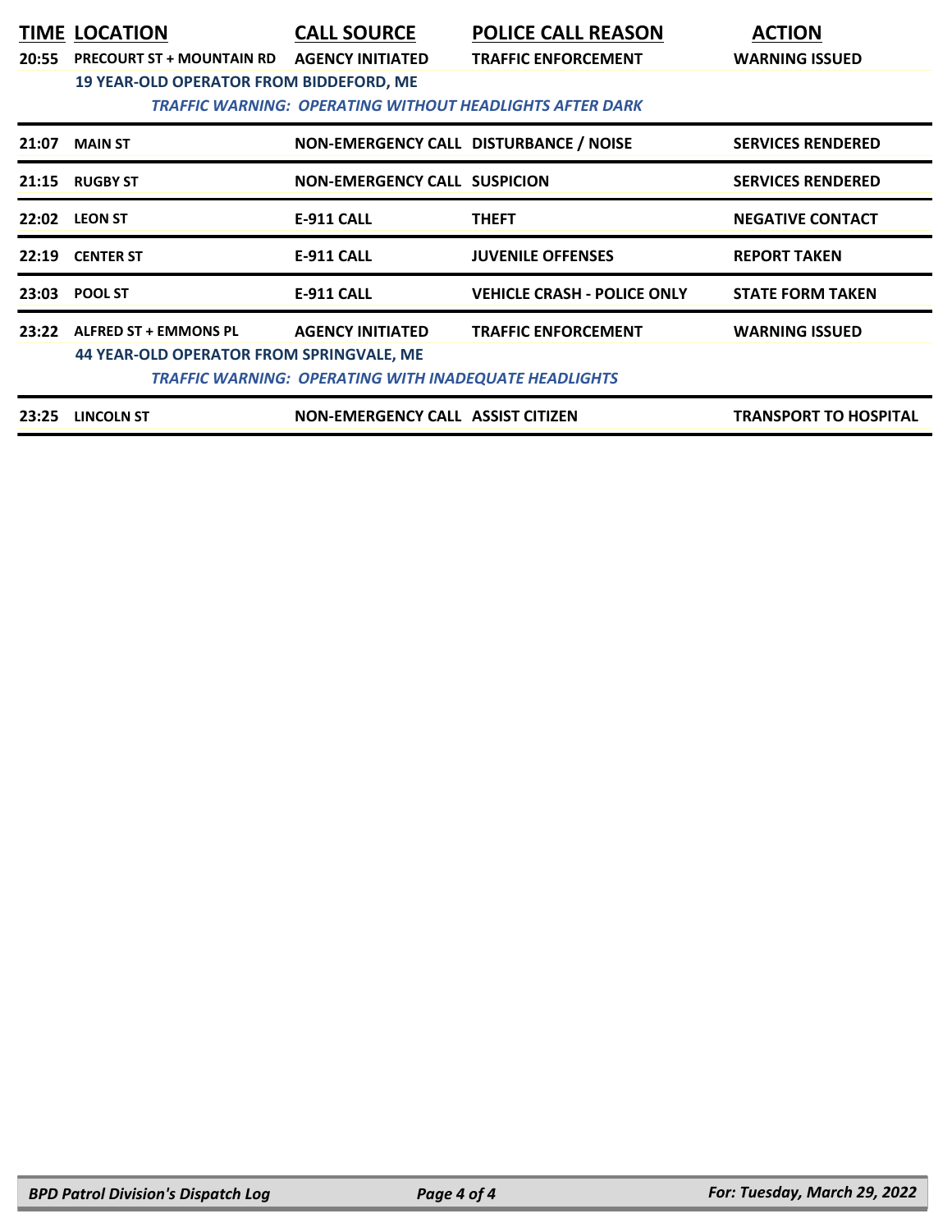| TIME | LOCATION | CALL SOURCE | POLICE CALL REASON | ACTION |
|---|---|---|---|---|
| 20:55 | PRECOURT ST + MOUNTAIN RD | AGENCY INITIATED | TRAFFIC ENFORCEMENT | WARNING ISSUED |
| | 19 YEAR-OLD OPERATOR FROM BIDDEFORD, ME | | | |
| | *TRAFFIC WARNING: OPERATING WITHOUT HEADLIGHTS AFTER DARK* | | | |
| 21:07 | MAIN ST | NON-EMERGENCY CALL | DISTURBANCE / NOISE | SERVICES RENDERED |
| 21:15 | RUGBY ST | NON-EMERGENCY CALL | SUSPICION | SERVICES RENDERED |
| 22:02 | LEON ST | E-911 CALL | THEFT | NEGATIVE CONTACT |
| 22:19 | CENTER ST | E-911 CALL | JUVENILE OFFENSES | REPORT TAKEN |
| 23:03 | POOL ST | E-911 CALL | VEHICLE CRASH - POLICE ONLY | STATE FORM TAKEN |
| 23:22 | ALFRED ST + EMMONS PL | AGENCY INITIATED | TRAFFIC ENFORCEMENT | WARNING ISSUED |
| | 44 YEAR-OLD OPERATOR FROM SPRINGVALE, ME | | | |
| | *TRAFFIC WARNING: OPERATING WITH INADEQUATE HEADLIGHTS* | | | |
| 23:25 | LINCOLN ST | NON-EMERGENCY CALL | ASSIST CITIZEN | TRANSPORT TO HOSPITAL |